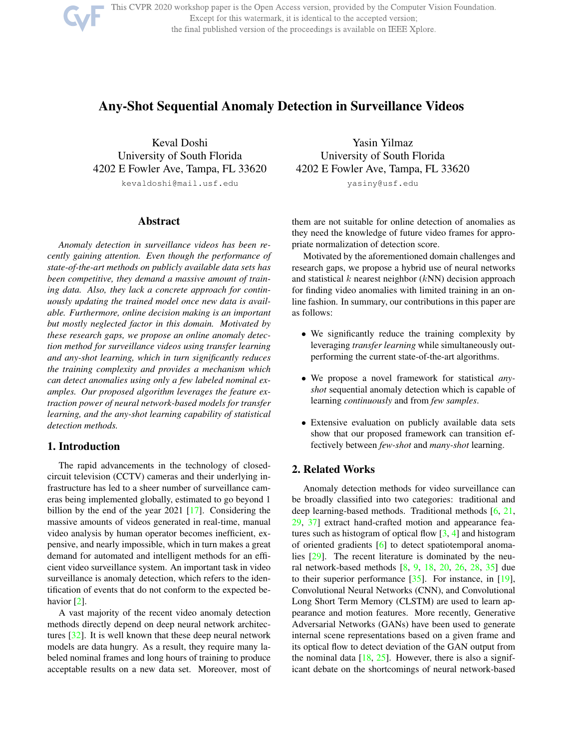# Any-Shot Sequential Anomaly Detection in Surveillance Videos

Keval Doshi
University of South Florida
4202 E Fowler Ave, Tampa, FL 33620
kevaldoshi@mail.usf.edu

Yasin Yilmaz
University of South Florida
4202 E Fowler Ave, Tampa, FL 33620
yasiny@usf.edu

## Abstract

*Anomaly detection in surveillance videos has been recently gaining attention. Even though the performance of state-of-the-art methods on publicly available data sets has been competitive, they demand a massive amount of training data. Also, they lack a concrete approach for continuously updating the trained model once new data is available. Furthermore, online decision making is an important but mostly neglected factor in this domain. Motivated by these research gaps, we propose an online anomaly detection method for surveillance videos using transfer learning and any-shot learning, which in turn significantly reduces the training complexity and provides a mechanism which can detect anomalies using only a few labeled nominal examples. Our proposed algorithm leverages the feature extraction power of neural network-based models for transfer learning, and the any-shot learning capability of statistical detection methods.*

## 1. Introduction

The rapid advancements in the technology of closed-circuit television (CCTV) cameras and their underlying infrastructure has led to a sheer number of surveillance cameras being implemented globally, estimated to go beyond 1 billion by the end of the year 2021 [17]. Considering the massive amounts of videos generated in real-time, manual video analysis by human operator becomes inefficient, expensive, and nearly impossible, which in turn makes a great demand for automated and intelligent methods for an efficient video surveillance system. An important task in video surveillance is anomaly detection, which refers to the identification of events that do not conform to the expected behavior [2].

A vast majority of the recent video anomaly detection methods directly depend on deep neural network architectures [32]. It is well known that these deep neural network models are data hungry. As a result, they require many labeled nominal frames and long hours of training to produce acceptable results on a new data set. Moreover, most of them are not suitable for online detection of anomalies as they need the knowledge of future video frames for appropriate normalization of detection score.

Motivated by the aforementioned domain challenges and research gaps, we propose a hybrid use of neural networks and statistical $k$ nearest neighbor ($k$NN) decision approach for finding video anomalies with limited training in an online fashion. In summary, our contributions in this paper are as follows:

- We significantly reduce the training complexity by leveraging *transfer learning* while simultaneously outperforming the current state-of-the-art algorithms.
- We propose a novel framework for statistical *any-shot* sequential anomaly detection which is capable of learning *continuously* and from *few samples*.
- Extensive evaluation on publicly available data sets show that our proposed framework can transition effectively between *few-shot* and *many-shot* learning.

## 2. Related Works

Anomaly detection methods for video surveillance can be broadly classified into two categories: traditional and deep learning-based methods. Traditional methods [6, 21, 29, 37] extract hand-crafted motion and appearance features such as histogram of optical flow [3, 4] and histogram of oriented gradients [6] to detect spatiotemporal anomalies [29]. The recent literature is dominated by the neural network-based methods [8, 9, 18, 20, 26, 28, 35] due to their superior performance [35]. For instance, in [19], Convolutional Neural Networks (CNN), and Convolutional Long Short Term Memory (CLSTM) are used to learn appearance and motion features. More recently, Generative Adversarial Networks (GANs) have been used to generate internal scene representations based on a given frame and its optical flow to detect deviation of the GAN output from the nominal data [18, 25]. However, there is also a significant debate on the shortcomings of neural network-based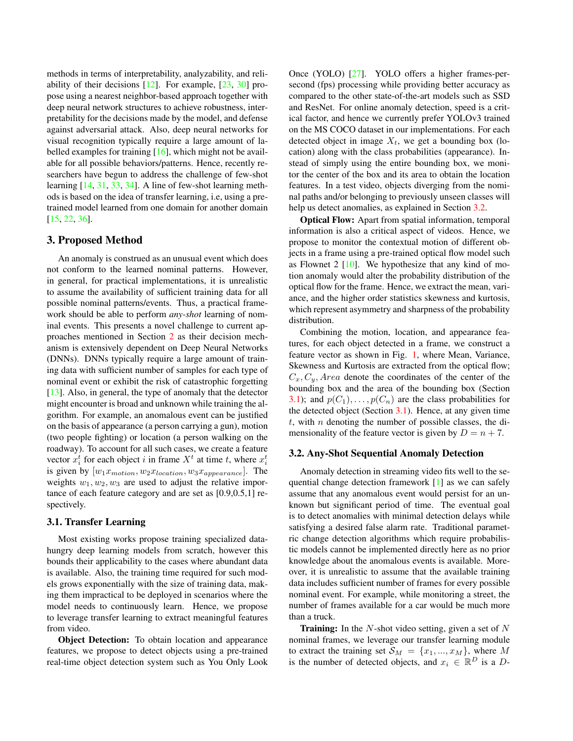methods in terms of interpretability, analyzability, and reliability of their decisions [12]. For example, [23, 30] propose using a nearest neighbor-based approach together with deep neural network structures to achieve robustness, interpretability for the decisions made by the model, and defense against adversarial attack. Also, deep neural networks for visual recognition typically require a large amount of labelled examples for training [16], which might not be available for all possible behaviors/patterns. Hence, recently researchers have begun to address the challenge of few-shot learning [14, 31, 33, 34]. A line of few-shot learning methods is based on the idea of transfer learning, i.e, using a pretrained model learned from one domain for another domain [15, 22, 36].

## 3. Proposed Method

An anomaly is construed as an unusual event which does not conform to the learned nominal patterns. However, in general, for practical implementations, it is unrealistic to assume the availability of sufficient training data for all possible nominal patterns/events. Thus, a practical framework should be able to perform *any-shot* learning of nominal events. This presents a novel challenge to current approaches mentioned in Section 2 as their decision mechanism is extensively dependent on Deep Neural Networks (DNNs). DNNs typically require a large amount of training data with sufficient number of samples for each type of nominal event or exhibit the risk of catastrophic forgetting [13]. Also, in general, the type of anomaly that the detector might encounter is broad and unknown while training the algorithm. For example, an anomalous event can be justified on the basis of appearance (a person carrying a gun), motion (two people fighting) or location (a person walking on the roadway). To account for all such cases, we create a feature vector $x_i^t$ for each object $i$ in frame $X^t$ at time $t$, where $x_i^t$ is given by $[w_1 x_{motion}, w_2 x_{location}, w_3 x_{appearance}]$. The weights $w_1, w_2, w_3$ are used to adjust the relative importance of each feature category and are set as [0.9,0.5,1] respectively.

### 3.1. Transfer Learning

Most existing works propose training specialized data-hungry deep learning models from scratch, however this bounds their applicability to the cases where abundant data is available. Also, the training time required for such models grows exponentially with the size of training data, making them impractical to be deployed in scenarios where the model needs to continuously learn. Hence, we propose to leverage transfer learning to extract meaningful features from video.

**Object Detection:** To obtain location and appearance features, we propose to detect objects using a pre-trained real-time object detection system such as You Only Look Once (YOLO) [27]. YOLO offers a higher frames-per-second (fps) processing while providing better accuracy as compared to the other state-of-the-art models such as SSD and ResNet. For online anomaly detection, speed is a critical factor, and hence we currently prefer YOLOv3 trained on the MS COCO dataset in our implementations. For each detected object in image $X_t$, we get a bounding box (location) along with the class probabilities (appearance). Instead of simply using the entire bounding box, we monitor the center of the box and its area to obtain the location features. In a test video, objects diverging from the nominal paths and/or belonging to previously unseen classes will help us detect anomalies, as explained in Section 3.2.

**Optical Flow:** Apart from spatial information, temporal information is also a critical aspect of videos. Hence, we propose to monitor the contextual motion of different objects in a frame using a pre-trained optical flow model such as Flownet 2 [10]. We hypothesize that any kind of motion anomaly would alter the probability distribution of the optical flow for the frame. Hence, we extract the mean, variance, and the higher order statistics skewness and kurtosis, which represent asymmetry and sharpness of the probability distribution.

Combining the motion, location, and appearance features, for each object detected in a frame, we construct a feature vector as shown in Fig. 1, where Mean, Variance, Skewness and Kurtosis are extracted from the optical flow; $C_x, C_y, Area$ denote the coordinates of the center of the bounding box and the area of the bounding box (Section 3.1); and $p(C_1), \ldots, p(C_n)$ are the class probabilities for the detected object (Section 3.1). Hence, at any given time $t$, with $n$ denoting the number of possible classes, the dimensionality of the feature vector is given by $D = n + 7$.

### 3.2. Any-Shot Sequential Anomaly Detection

Anomaly detection in streaming video fits well to the sequential change detection framework [1] as we can safely assume that any anomalous event would persist for an unknown but significant period of time. The eventual goal is to detect anomalies with minimal detection delays while satisfying a desired false alarm rate. Traditional parametric change detection algorithms which require probabilistic models cannot be implemented directly here as no prior knowledge about the anomalous events is available. Moreover, it is unrealistic to assume that the available training data includes sufficient number of frames for every possible nominal event. For example, while monitoring a street, the number of frames available for a car would be much more than a truck.

**Training:** In the $N$-shot video setting, given a set of $N$ nominal frames, we leverage our transfer learning module to extract the training set $\mathcal{S}_M = \{x_1, ..., x_M\}$, where $M$ is the number of detected objects, and $x_i \in \mathbb{R}^D$ is a $D$-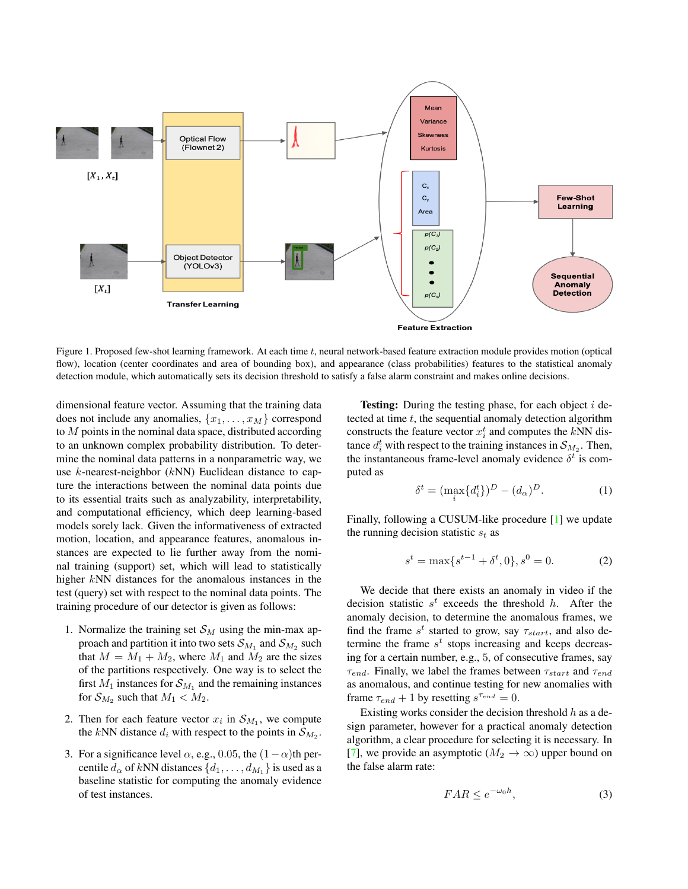Figure 1. Proposed few-shot learning framework. At each time $t$, neural network-based feature extraction module provides motion (optical flow), location (center coordinates and area of bounding box), and appearance (class probabilities) features to the statistical anomaly detection module, which automatically sets its decision threshold to satisfy a false alarm constraint and makes online decisions.

dimensional feature vector. Assuming that the training data does not include any anomalies, $\{x_1, \dots, x_M\}$ correspond to $M$ points in the nominal data space, distributed according to an unknown complex probability distribution. To determine the nominal data patterns in a nonparametric way, we use $k$-nearest-neighbor ($k$NN) Euclidean distance to capture the interactions between the nominal data points due to its essential traits such as analyzability, interpretability, and computational efficiency, which deep learning-based models sorely lack. Given the informativeness of extracted motion, location, and appearance features, anomalous instances are expected to lie further away from the nominal training (support) set, which will lead to statistically higher $k$NN distances for the anomalous instances in the test (query) set with respect to the nominal data points. The training procedure of our detector is given as follows:

1. Normalize the training set $\mathcal{S}_M$ using the min-max approach and partition it into two sets $\mathcal{S}_{M_1}$ and $\mathcal{S}_{M_2}$ such that $M = M_1 + M_2$, where $M_1$ and $M_2$ are the sizes of the partitions respectively. One way is to select the first $M_1$ instances for $\mathcal{S}_{M_1}$ and the remaining instances for $\mathcal{S}_{M_2}$ such that $M_1 < M_2$.

2. Then for each feature vector $x_i$ in $\mathcal{S}_{M_1}$, we compute the $k$NN distance $d_i$ with respect to the points in $\mathcal{S}_{M_2}$.

3. For a significance level $\alpha$, e.g., 0.05, the $(1-\alpha)$th percentile $d_\alpha$ of $k$NN distances $\{d_1, \dots, d_{M_1}\}$ is used as a baseline statistic for computing the anomaly evidence of test instances.

**Testing:** During the testing phase, for each object $i$ detected at time $t$, the sequential anomaly detection algorithm constructs the feature vector $x_i^t$ and computes the $k$NN distance $d_i^t$ with respect to the training instances in $\mathcal{S}_{M_2}$. Then, the instantaneous frame-level anomaly evidence $\delta^t$ is computed as

$$\delta^t = (\max_i \{d_i^t\})^D - (d_\alpha)^D. \tag{1}$$

Finally, following a CUSUM-like procedure [1] we update the running decision statistic $s_t$ as

$$s^t = \max\{s^{t-1} + \delta^t, 0\}, s^0 = 0. \tag{2}$$

We decide that there exists an anomaly in video if the decision statistic $s^t$ exceeds the threshold $h$. After the anomaly decision, to determine the anomalous frames, we find the frame $s^t$ started to grow, say $\tau_{start}$, and also determine the frame $s^t$ stops increasing and keeps decreasing for a certain number, e.g., 5, of consecutive frames, say $\tau_{end}$. Finally, we label the frames between $\tau_{start}$ and $\tau_{end}$ as anomalous, and continue testing for new anomalies with frame $\tau_{end} + 1$ by resetting $s^{\tau_{end}} = 0$.

Existing works consider the decision threshold $h$ as a design parameter, however for a practical anomaly detection algorithm, a clear procedure for selecting it is necessary. In [7], we provide an asymptotic ($M_2 \to \infty$) upper bound on the false alarm rate:

$$FAR \leq e^{-\omega_0 h}, \tag{3}$$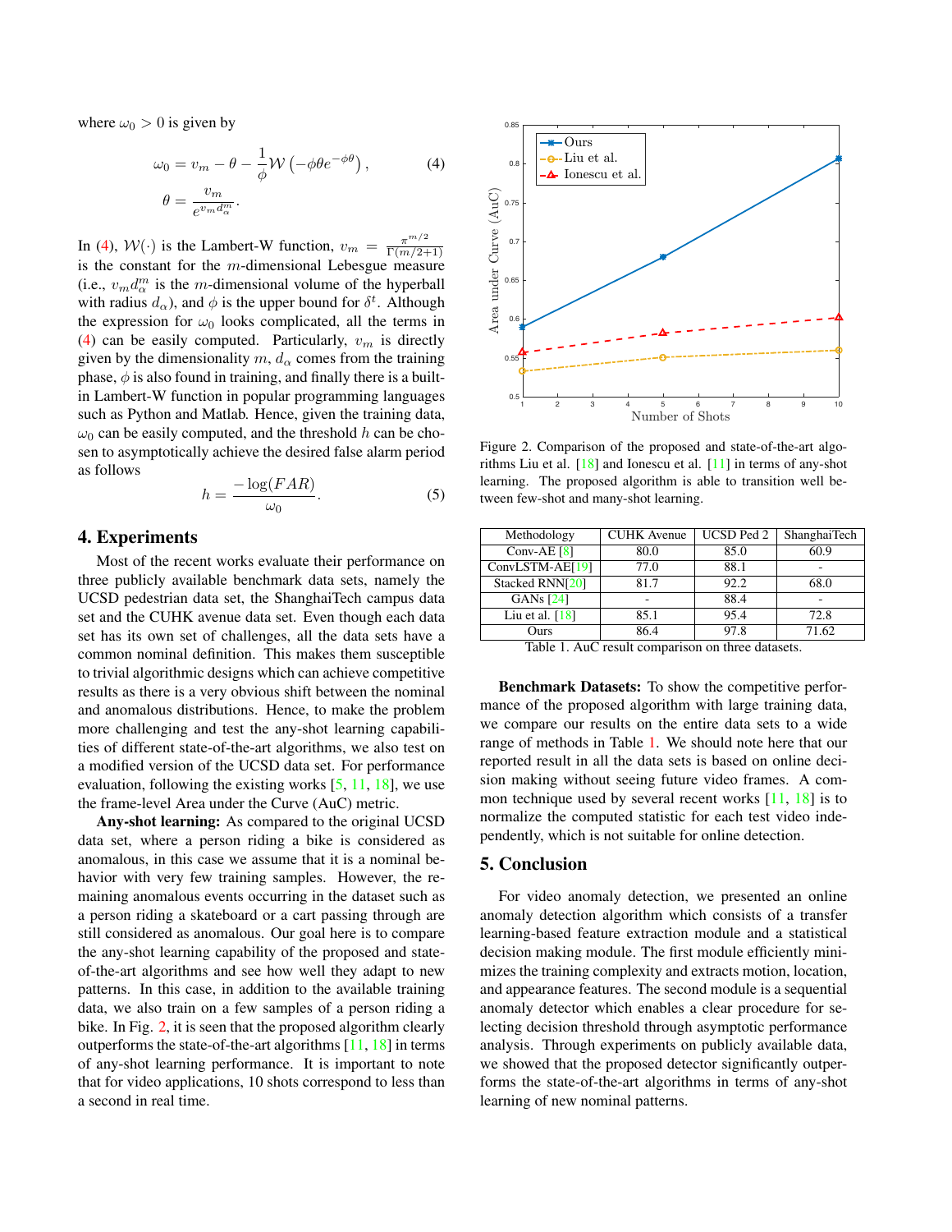where $\omega_0 > 0$ is given by

$$\omega_0 = v_m - \theta - \frac{1}{\phi}\mathcal{W}\left(-\phi\theta e^{-\phi\theta}\right), \tag{4}$$
$$\theta = \frac{v_m}{e^{v_m d_\alpha^m}}.$$

In (4), $\mathcal{W}(\cdot)$ is the Lambert-W function, $v_m = \frac{\pi^{m/2}}{\Gamma(m/2+1)}$ is the constant for the $m$-dimensional Lebesgue measure (i.e., $v_m d_\alpha^m$ is the $m$-dimensional volume of the hyperball with radius $d_\alpha$), and $\phi$ is the upper bound for $\delta^t$. Although the expression for $\omega_0$ looks complicated, all the terms in (4) can be easily computed. Particularly, $v_m$ is directly given by the dimensionality $m$, $d_\alpha$ comes from the training phase, $\phi$ is also found in training, and finally there is a built-in Lambert-W function in popular programming languages such as Python and Matlab. Hence, given the training data, $\omega_0$ can be easily computed, and the threshold $h$ can be chosen to asymptotically achieve the desired false alarm period as follows

$$h = \frac{-\log(FAR)}{\omega_0}. \tag{5}$$

## 4. Experiments

Most of the recent works evaluate their performance on three publicly available benchmark data sets, namely the UCSD pedestrian data set, the ShanghaiTech campus data set and the CUHK avenue data set. Even though each data set has its own set of challenges, all the data sets have a common nominal definition. This makes them susceptible to trivial algorithmic designs which can achieve competitive results as there is a very obvious shift between the nominal and anomalous distributions. Hence, to make the problem more challenging and test the any-shot learning capabilities of different state-of-the-art algorithms, we also test on a modified version of the UCSD data set. For performance evaluation, following the existing works [5, 11, 18], we use the frame-level Area under the Curve (AuC) metric.

**Any-shot learning:** As compared to the original UCSD data set, where a person riding a bike is considered as anomalous, in this case we assume that it is a nominal behavior with very few training samples. However, the remaining anomalous events occurring in the dataset such as a person riding a skateboard or a cart passing through are still considered as anomalous. Our goal here is to compare the any-shot learning capability of the proposed and state-of-the-art algorithms and see how well they adapt to new patterns. In this case, in addition to the available training data, we also train on a few samples of a person riding a bike. In Fig. 2, it is seen that the proposed algorithm clearly outperforms the state-of-the-art algorithms [11, 18] in terms of any-shot learning performance. It is important to note that for video applications, 10 shots correspond to less than a second in real time.

Figure 2. Comparison of the proposed and state-of-the-art algorithms Liu et al. [18] and Ionescu et al. [11] in terms of any-shot learning. The proposed algorithm is able to transition well between few-shot and many-shot learning.

| Methodology | CUHK Avenue | UCSD Ped 2 | ShanghaiTech |
|---|---|---|---|
| Conv-AE [8] | 80.0 | 85.0 | 60.9 |
| ConvLSTM-AE[19] | 77.0 | 88.1 | - |
| Stacked RNN[20] | 81.7 | 92.2 | 68.0 |
| GANs [24] | - | 88.4 | - |
| Liu et al. [18] | 85.1 | 95.4 | 72.8 |
| Ours | 86.4 | 97.8 | 71.62 |

Table 1. AuC result comparison on three datasets.

**Benchmark Datasets:** To show the competitive performance of the proposed algorithm with large training data, we compare our results on the entire data sets to a wide range of methods in Table 1. We should note here that our reported result in all the data sets is based on online decision making without seeing future video frames. A common technique used by several recent works [11, 18] is to normalize the computed statistic for each test video independently, which is not suitable for online detection.

## 5. Conclusion

For video anomaly detection, we presented an online anomaly detection algorithm which consists of a transfer learning-based feature extraction module and a statistical decision making module. The first module efficiently minimizes the training complexity and extracts motion, location, and appearance features. The second module is a sequential anomaly detector which enables a clear procedure for selecting decision threshold through asymptotic performance analysis. Through experiments on publicly available data, we showed that the proposed detector significantly outperforms the state-of-the-art algorithms in terms of any-shot learning of new nominal patterns.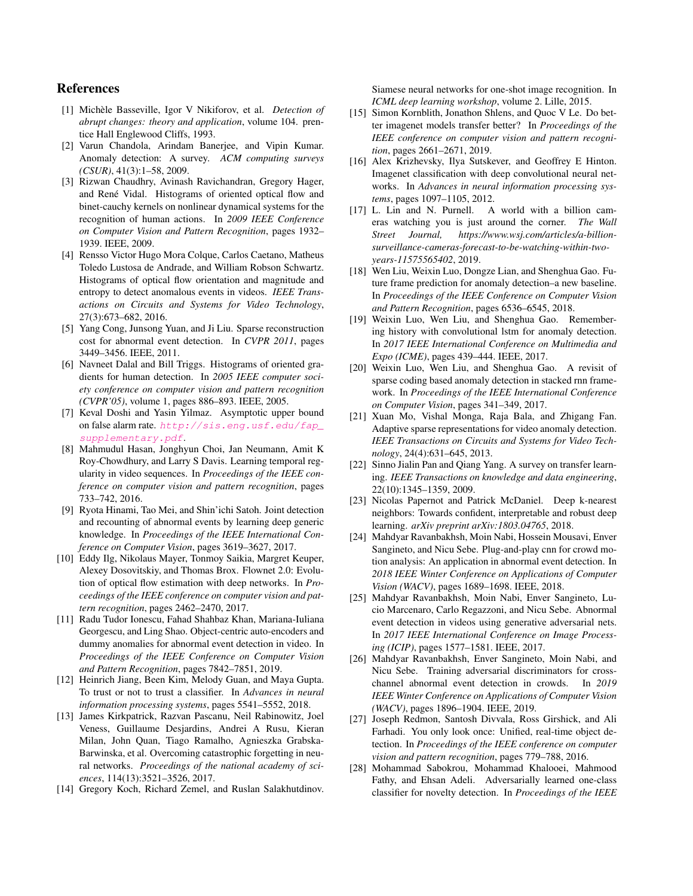## References

[1] Michèle Basseville, Igor V Nikiforov, et al. *Detection of abrupt changes: theory and application*, volume 104. prentice Hall Englewood Cliffs, 1993.

[2] Varun Chandola, Arindam Banerjee, and Vipin Kumar. Anomaly detection: A survey. *ACM computing surveys (CSUR)*, 41(3):1–58, 2009.

[3] Rizwan Chaudhry, Avinash Ravichandran, Gregory Hager, and René Vidal. Histograms of oriented optical flow and binet-cauchy kernels on nonlinear dynamical systems for the recognition of human actions. In *2009 IEEE Conference on Computer Vision and Pattern Recognition*, pages 1932–1939. IEEE, 2009.

[4] Rensso Victor Hugo Mora Colque, Carlos Caetano, Matheus Toledo Lustosa de Andrade, and William Robson Schwartz. Histograms of optical flow orientation and magnitude and entropy to detect anomalous events in videos. *IEEE Transactions on Circuits and Systems for Video Technology*, 27(3):673–682, 2016.

[5] Yang Cong, Junsong Yuan, and Ji Liu. Sparse reconstruction cost for abnormal event detection. In *CVPR 2011*, pages 3449–3456. IEEE, 2011.

[6] Navneet Dalal and Bill Triggs. Histograms of oriented gradients for human detection. In *2005 IEEE computer society conference on computer vision and pattern recognition (CVPR'05)*, volume 1, pages 886–893. IEEE, 2005.

[7] Keval Doshi and Yasin Yilmaz. Asymptotic upper bound on false alarm rate. `http://sis.eng.usf.edu/fap_supplementary.pdf`.

[8] Mahmudul Hasan, Jonghyun Choi, Jan Neumann, Amit K Roy-Chowdhury, and Larry S Davis. Learning temporal regularity in video sequences. In *Proceedings of the IEEE conference on computer vision and pattern recognition*, pages 733–742, 2016.

[9] Ryota Hinami, Tao Mei, and Shin'ichi Satoh. Joint detection and recounting of abnormal events by learning deep generic knowledge. In *Proceedings of the IEEE International Conference on Computer Vision*, pages 3619–3627, 2017.

[10] Eddy Ilg, Nikolaus Mayer, Tonmoy Saikia, Margret Keuper, Alexey Dosovitskiy, and Thomas Brox. Flownet 2.0: Evolution of optical flow estimation with deep networks. In *Proceedings of the IEEE conference on computer vision and pattern recognition*, pages 2462–2470, 2017.

[11] Radu Tudor Ionescu, Fahad Shahbaz Khan, Mariana-Iuliana Georgescu, and Ling Shao. Object-centric auto-encoders and dummy anomalies for abnormal event detection in video. In *Proceedings of the IEEE Conference on Computer Vision and Pattern Recognition*, pages 7842–7851, 2019.

[12] Heinrich Jiang, Been Kim, Melody Guan, and Maya Gupta. To trust or not to trust a classifier. In *Advances in neural information processing systems*, pages 5541–5552, 2018.

[13] James Kirkpatrick, Razvan Pascanu, Neil Rabinowitz, Joel Veness, Guillaume Desjardins, Andrei A Rusu, Kieran Milan, John Quan, Tiago Ramalho, Agnieszka Grabska-Barwinska, et al. Overcoming catastrophic forgetting in neural networks. *Proceedings of the national academy of sciences*, 114(13):3521–3526, 2017.

[14] Gregory Koch, Richard Zemel, and Ruslan Salakhutdinov. Siamese neural networks for one-shot image recognition. In *ICML deep learning workshop*, volume 2. Lille, 2015.

[15] Simon Kornblith, Jonathon Shlens, and Quoc V Le. Do better imagenet models transfer better? In *Proceedings of the IEEE conference on computer vision and pattern recognition*, pages 2661–2671, 2019.

[16] Alex Krizhevsky, Ilya Sutskever, and Geoffrey E Hinton. Imagenet classification with deep convolutional neural networks. In *Advances in neural information processing systems*, pages 1097–1105, 2012.

[17] L. Lin and N. Purnell. A world with a billion cameras watching you is just around the corner. *The Wall Street Journal, https://www.wsj.com/articles/a-billion-surveillance-cameras-forecast-to-be-watching-within-two-years-11575565402*, 2019.

[18] Wen Liu, Weixin Luo, Dongze Lian, and Shenghua Gao. Future frame prediction for anomaly detection–a new baseline. In *Proceedings of the IEEE Conference on Computer Vision and Pattern Recognition*, pages 6536–6545, 2018.

[19] Weixin Luo, Wen Liu, and Shenghua Gao. Remembering history with convolutional lstm for anomaly detection. In *2017 IEEE International Conference on Multimedia and Expo (ICME)*, pages 439–444. IEEE, 2017.

[20] Weixin Luo, Wen Liu, and Shenghua Gao. A revisit of sparse coding based anomaly detection in stacked rnn framework. In *Proceedings of the IEEE International Conference on Computer Vision*, pages 341–349, 2017.

[21] Xuan Mo, Vishal Monga, Raja Bala, and Zhigang Fan. Adaptive sparse representations for video anomaly detection. *IEEE Transactions on Circuits and Systems for Video Technology*, 24(4):631–645, 2013.

[22] Sinno Jialin Pan and Qiang Yang. A survey on transfer learning. *IEEE Transactions on knowledge and data engineering*, 22(10):1345–1359, 2009.

[23] Nicolas Papernot and Patrick McDaniel. Deep k-nearest neighbors: Towards confident, interpretable and robust deep learning. *arXiv preprint arXiv:1803.04765*, 2018.

[24] Mahdyar Ravanbakhsh, Moin Nabi, Hossein Mousavi, Enver Sangineto, and Nicu Sebe. Plug-and-play cnn for crowd motion analysis: An application in abnormal event detection. In *2018 IEEE Winter Conference on Applications of Computer Vision (WACV)*, pages 1689–1698. IEEE, 2018.

[25] Mahdyar Ravanbakhsh, Moin Nabi, Enver Sangineto, Lucio Marcenaro, Carlo Regazzoni, and Nicu Sebe. Abnormal event detection in videos using generative adversarial nets. In *2017 IEEE International Conference on Image Processing (ICIP)*, pages 1577–1581. IEEE, 2017.

[26] Mahdyar Ravanbakhsh, Enver Sangineto, Moin Nabi, and Nicu Sebe. Training adversarial discriminators for cross-channel abnormal event detection in crowds. In *2019 IEEE Winter Conference on Applications of Computer Vision (WACV)*, pages 1896–1904. IEEE, 2019.

[27] Joseph Redmon, Santosh Divvala, Ross Girshick, and Ali Farhadi. You only look once: Unified, real-time object detection. In *Proceedings of the IEEE conference on computer vision and pattern recognition*, pages 779–788, 2016.

[28] Mohammad Sabokrou, Mohammad Khalooei, Mahmood Fathy, and Ehsan Adeli. Adversarially learned one-class classifier for novelty detection. In *Proceedings of the IEEE*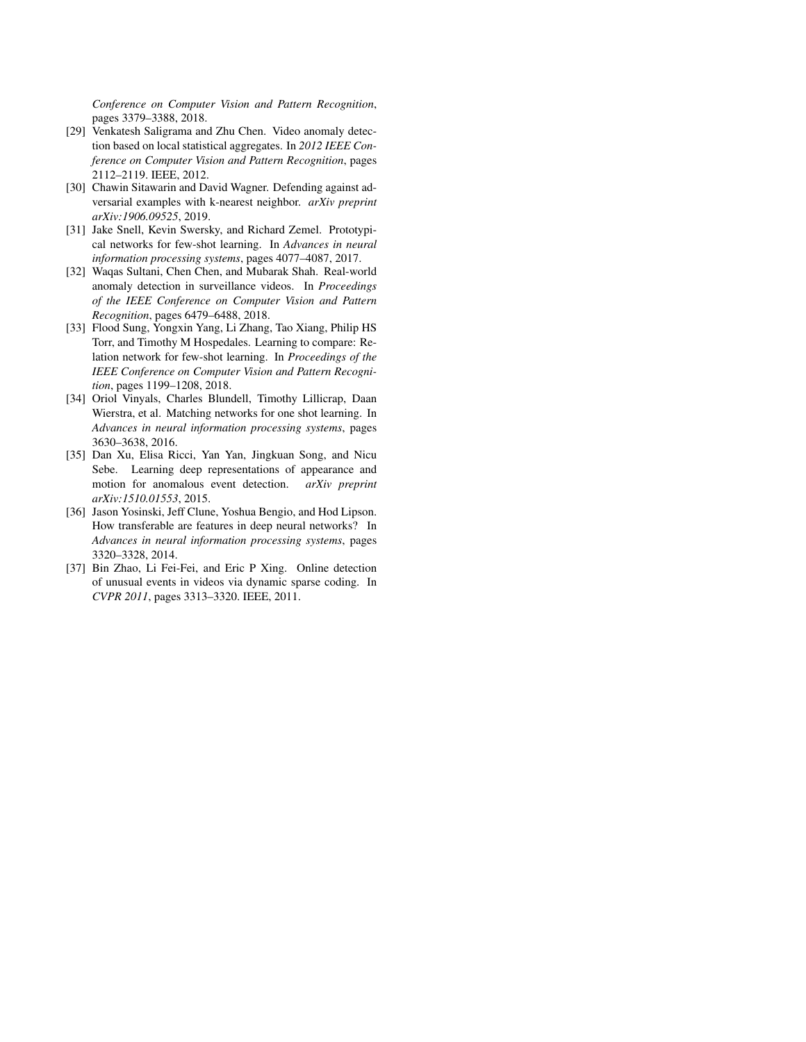*Conference on Computer Vision and Pattern Recognition*, pages 3379–3388, 2018.

[29] Venkatesh Saligrama and Zhu Chen. Video anomaly detection based on local statistical aggregates. In *2012 IEEE Conference on Computer Vision and Pattern Recognition*, pages 2112–2119. IEEE, 2012.

[30] Chawin Sitawarin and David Wagner. Defending against adversarial examples with k-nearest neighbor. *arXiv preprint arXiv:1906.09525*, 2019.

[31] Jake Snell, Kevin Swersky, and Richard Zemel. Prototypical networks for few-shot learning. In *Advances in neural information processing systems*, pages 4077–4087, 2017.

[32] Waqas Sultani, Chen Chen, and Mubarak Shah. Real-world anomaly detection in surveillance videos. In *Proceedings of the IEEE Conference on Computer Vision and Pattern Recognition*, pages 6479–6488, 2018.

[33] Flood Sung, Yongxin Yang, Li Zhang, Tao Xiang, Philip HS Torr, and Timothy M Hospedales. Learning to compare: Relation network for few-shot learning. In *Proceedings of the IEEE Conference on Computer Vision and Pattern Recognition*, pages 1199–1208, 2018.

[34] Oriol Vinyals, Charles Blundell, Timothy Lillicrap, Daan Wierstra, et al. Matching networks for one shot learning. In *Advances in neural information processing systems*, pages 3630–3638, 2016.

[35] Dan Xu, Elisa Ricci, Yan Yan, Jingkuan Song, and Nicu Sebe. Learning deep representations of appearance and motion for anomalous event detection. *arXiv preprint arXiv:1510.01553*, 2015.

[36] Jason Yosinski, Jeff Clune, Yoshua Bengio, and Hod Lipson. How transferable are features in deep neural networks? In *Advances in neural information processing systems*, pages 3320–3328, 2014.

[37] Bin Zhao, Li Fei-Fei, and Eric P Xing. Online detection of unusual events in videos via dynamic sparse coding. In *CVPR 2011*, pages 3313–3320. IEEE, 2011.